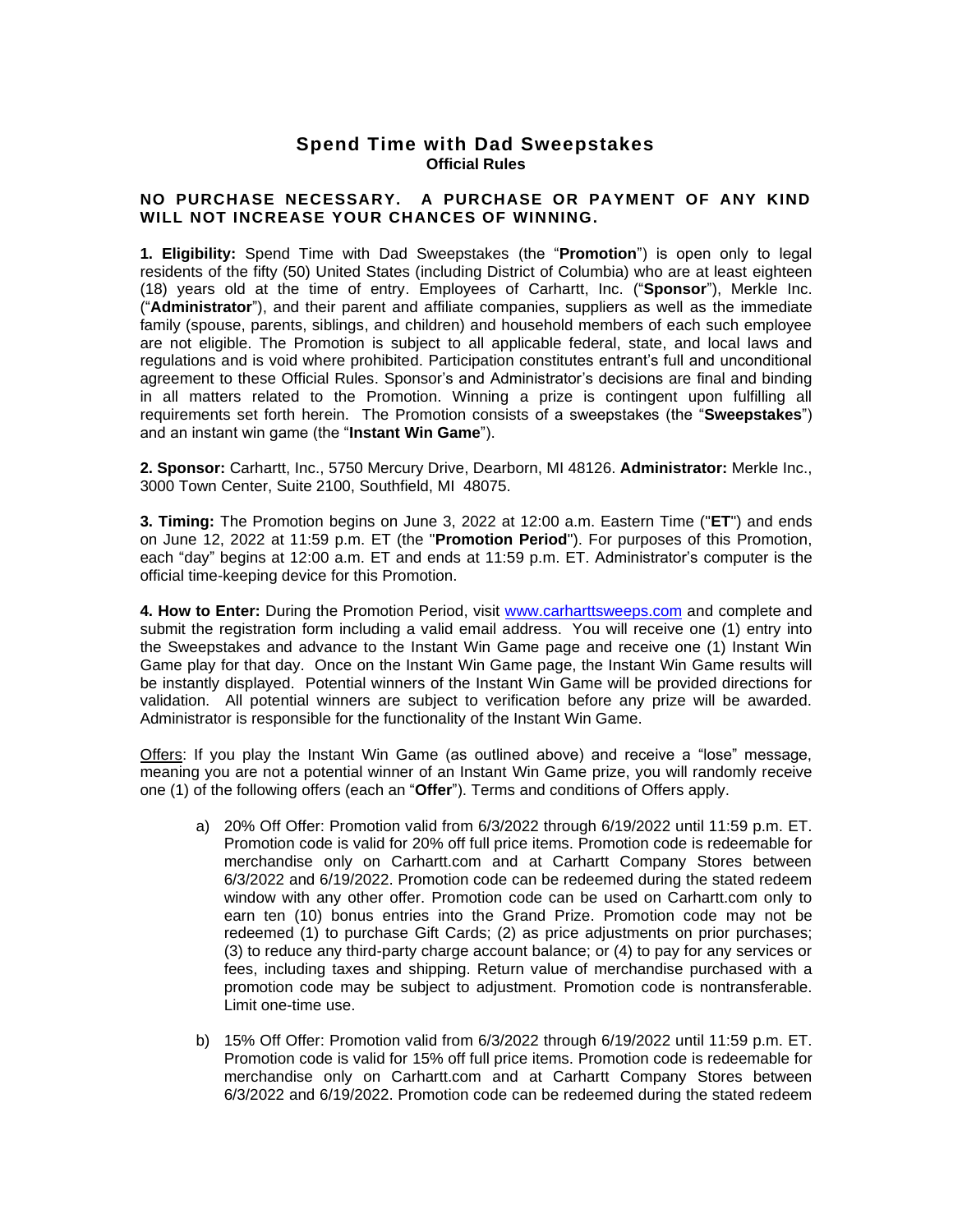# Spend Time with Dad Sweepstakes

**Official Rules**

**NO PURCHASE NECESSARY. A PURCHASE OR PAYMENT OF ANY KIND WILL NOT INCREASE YOUR CHANCES OF WINNING.**

**1. Eligibility:** Spend Time with Dad Sweepstakes (the "**Promotion**") is open only to legal residents of the fifty (50) United States (including District of Columbia) who are at least eighteen (18) years old at the time of entry. Employees of Carhartt, Inc. ("**Sponsor**"), Merkle Inc. ("**Administrator**"), and their parent and affiliate companies, suppliers as well as the immediate family (spouse, parents, siblings, and children) and household members of each such employee are not eligible. The Promotion is subject to all applicable federal, state, and local laws and regulations and is void where prohibited. Participation constitutes entrant's full and unconditional agreement to these Official Rules. Sponsor's and Administrator's decisions are final and binding in all matters related to the Promotion. Winning a prize is contingent upon fulfilling all requirements set forth herein. The Promotion consists of a sweepstakes (the "**Sweepstakes**") and an instant win game (the "**Instant Win Game**").

**2. Sponsor:** Carhartt, Inc., 5750 Mercury Drive, Dearborn, MI 48126. **Administrator:** Merkle Inc., 3000 Town Center, Suite 2100, Southfield, MI 48075.

**3. Timing:** The Promotion begins on June 3, 2022 at 12:00 a.m. Eastern Time ("**ET**") and ends on June 12, 2022 at 11:59 p.m. ET (the "**Promotion Period**"). For purposes of this Promotion, each "day" begins at 12:00 a.m. ET and ends at 11:59 p.m. ET. Administrator's computer is the official time-keeping device for this Promotion.

**4. How to Enter:** During the Promotion Period, visit [www.carharttsweeps.com](www.carharttsweeps.com) and complete and submit the registration form including a valid email address. You will receive one (1) entry into the Sweepstakes and advance to the Instant Win Game page and receive one (1) Instant Win Game play for that day. Once on the Instant Win Game page, the Instant Win Game results will be instantly displayed. Potential winners of the Instant Win Game will be provided directions for validation. All potential winners are subject to verification before any prize will be awarded. Administrator is responsible for the functionality of the Instant Win Game.

Offers: If you play the Instant Win Game (as outlined above) and receive a "lose" message, meaning you are not a potential winner of an Instant Win Game prize, you will randomly receive one (1) of the following offers (each an "**Offer**"). Terms and conditions of Offers apply.

a) 20% Off Offer: Promotion valid from 6/3/2022 through 6/19/2022 until 11:59 p.m. ET. Promotion code is valid for 20% off full price items. Promotion code is redeemable for merchandise only on Carhartt.com and at Carhartt Company Stores between 6/3/2022 and 6/19/2022. Promotion code can be redeemed during the stated redeem window with any other offer. Promotion code can be used on Carhartt.com only to earn ten (10) bonus entries into the Grand Prize. Promotion code may not be redeemed (1) to purchase Gift Cards; (2) as price adjustments on prior purchases; (3) to reduce any third-party charge account balance; or (4) to pay for any services or fees, including taxes and shipping. Return value of merchandise purchased with a promotion code may be subject to adjustment. Promotion code is nontransferable. Limit one-time use.

b) 15% Off Offer: Promotion valid from 6/3/2022 through 6/19/2022 until 11:59 p.m. ET. Promotion code is valid for 15% off full price items. Promotion code is redeemable for merchandise only on Carhartt.com and at Carhartt Company Stores between 6/3/2022 and 6/19/2022. Promotion code can be redeemed during the stated redeem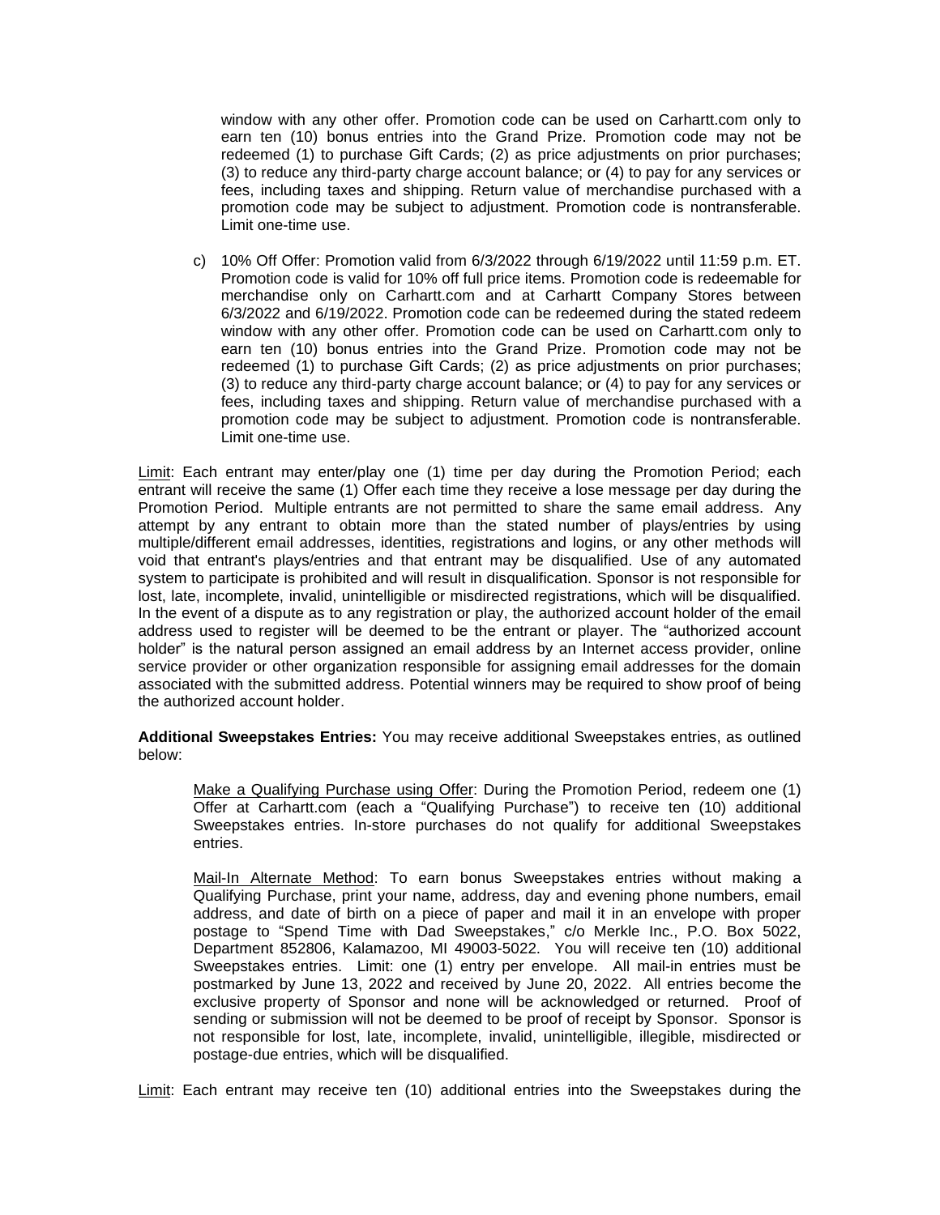window with any other offer. Promotion code can be used on Carhartt.com only to earn ten (10) bonus entries into the Grand Prize. Promotion code may not be redeemed (1) to purchase Gift Cards; (2) as price adjustments on prior purchases; (3) to reduce any third-party charge account balance; or (4) to pay for any services or fees, including taxes and shipping. Return value of merchandise purchased with a promotion code may be subject to adjustment. Promotion code is nontransferable. Limit one-time use.

c) 10% Off Offer: Promotion valid from 6/3/2022 through 6/19/2022 until 11:59 p.m. ET. Promotion code is valid for 10% off full price items. Promotion code is redeemable for merchandise only on Carhartt.com and at Carhartt Company Stores between 6/3/2022 and 6/19/2022. Promotion code can be redeemed during the stated redeem window with any other offer. Promotion code can be used on Carhartt.com only to earn ten (10) bonus entries into the Grand Prize. Promotion code may not be redeemed (1) to purchase Gift Cards; (2) as price adjustments on prior purchases; (3) to reduce any third-party charge account balance; or (4) to pay for any services or fees, including taxes and shipping. Return value of merchandise purchased with a promotion code may be subject to adjustment. Promotion code is nontransferable. Limit one-time use.

Limit: Each entrant may enter/play one (1) time per day during the Promotion Period; each entrant will receive the same (1) Offer each time they receive a lose message per day during the Promotion Period. Multiple entrants are not permitted to share the same email address. Any attempt by any entrant to obtain more than the stated number of plays/entries by using multiple/different email addresses, identities, registrations and logins, or any other methods will void that entrant's plays/entries and that entrant may be disqualified. Use of any automated system to participate is prohibited and will result in disqualification. Sponsor is not responsible for lost, late, incomplete, invalid, unintelligible or misdirected registrations, which will be disqualified. In the event of a dispute as to any registration or play, the authorized account holder of the email address used to register will be deemed to be the entrant or player. The "authorized account holder" is the natural person assigned an email address by an Internet access provider, online service provider or other organization responsible for assigning email addresses for the domain associated with the submitted address. Potential winners may be required to show proof of being the authorized account holder.

**Additional Sweepstakes Entries:** You may receive additional Sweepstakes entries, as outlined below:

Make a Qualifying Purchase using Offer: During the Promotion Period, redeem one (1) Offer at Carhartt.com (each a "Qualifying Purchase") to receive ten (10) additional Sweepstakes entries. In-store purchases do not qualify for additional Sweepstakes entries.

Mail-In Alternate Method: To earn bonus Sweepstakes entries without making a Qualifying Purchase, print your name, address, day and evening phone numbers, email address, and date of birth on a piece of paper and mail it in an envelope with proper postage to "Spend Time with Dad Sweepstakes," c/o Merkle Inc., P.O. Box 5022, Department 852806, Kalamazoo, MI 49003-5022. You will receive ten (10) additional Sweepstakes entries. Limit: one (1) entry per envelope. All mail-in entries must be postmarked by June 13, 2022 and received by June 20, 2022. All entries become the exclusive property of Sponsor and none will be acknowledged or returned. Proof of sending or submission will not be deemed to be proof of receipt by Sponsor. Sponsor is not responsible for lost, late, incomplete, invalid, unintelligible, illegible, misdirected or postage-due entries, which will be disqualified.

Limit: Each entrant may receive ten (10) additional entries into the Sweepstakes during the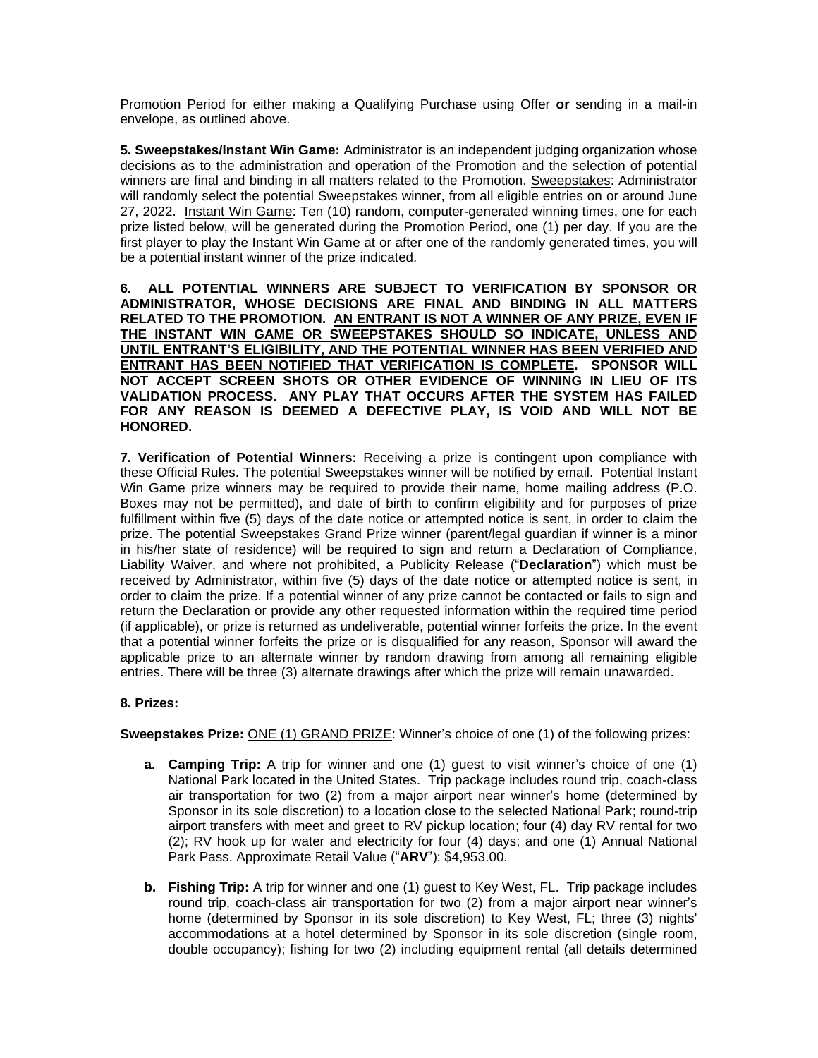Promotion Period for either making a Qualifying Purchase using Offer **or** sending in a mail-in envelope, as outlined above.

**5. Sweepstakes/Instant Win Game:** Administrator is an independent judging organization whose decisions as to the administration and operation of the Promotion and the selection of potential winners are final and binding in all matters related to the Promotion. Sweepstakes: Administrator will randomly select the potential Sweepstakes winner, from all eligible entries on or around June 27, 2022. Instant Win Game: Ten (10) random, computer-generated winning times, one for each prize listed below, will be generated during the Promotion Period, one (1) per day. If you are the first player to play the Instant Win Game at or after one of the randomly generated times, you will be a potential instant winner of the prize indicated.

**6. ALL POTENTIAL WINNERS ARE SUBJECT TO VERIFICATION BY SPONSOR OR ADMINISTRATOR, WHOSE DECISIONS ARE FINAL AND BINDING IN ALL MATTERS RELATED TO THE PROMOTION. AN ENTRANT IS NOT A WINNER OF ANY PRIZE, EVEN IF THE INSTANT WIN GAME OR SWEEPSTAKES SHOULD SO INDICATE, UNLESS AND UNTIL ENTRANT'S ELIGIBILITY, AND THE POTENTIAL WINNER HAS BEEN VERIFIED AND ENTRANT HAS BEEN NOTIFIED THAT VERIFICATION IS COMPLETE. SPONSOR WILL NOT ACCEPT SCREEN SHOTS OR OTHER EVIDENCE OF WINNING IN LIEU OF ITS VALIDATION PROCESS. ANY PLAY THAT OCCURS AFTER THE SYSTEM HAS FAILED FOR ANY REASON IS DEEMED A DEFECTIVE PLAY, IS VOID AND WILL NOT BE HONORED.**

**7. Verification of Potential Winners:** Receiving a prize is contingent upon compliance with these Official Rules. The potential Sweepstakes winner will be notified by email. Potential Instant Win Game prize winners may be required to provide their name, home mailing address (P.O. Boxes may not be permitted), and date of birth to confirm eligibility and for purposes of prize fulfillment within five (5) days of the date notice or attempted notice is sent, in order to claim the prize. The potential Sweepstakes Grand Prize winner (parent/legal guardian if winner is a minor in his/her state of residence) will be required to sign and return a Declaration of Compliance, Liability Waiver, and where not prohibited, a Publicity Release ("**Declaration**") which must be received by Administrator, within five (5) days of the date notice or attempted notice is sent, in order to claim the prize. If a potential winner of any prize cannot be contacted or fails to sign and return the Declaration or provide any other requested information within the required time period (if applicable), or prize is returned as undeliverable, potential winner forfeits the prize. In the event that a potential winner forfeits the prize or is disqualified for any reason, Sponsor will award the applicable prize to an alternate winner by random drawing from among all remaining eligible entries. There will be three (3) alternate drawings after which the prize will remain unawarded.

**8. Prizes:**

**Sweepstakes Prize:** ONE (1) GRAND PRIZE: Winner's choice of one (1) of the following prizes:

- **a. Camping Trip:** A trip for winner and one (1) guest to visit winner's choice of one (1) National Park located in the United States. Trip package includes round trip, coach-class air transportation for two (2) from a major airport near winner's home (determined by Sponsor in its sole discretion) to a location close to the selected National Park; round-trip airport transfers with meet and greet to RV pickup location; four (4) day RV rental for two (2); RV hook up for water and electricity for four (4) days; and one (1) Annual National Park Pass. Approximate Retail Value ("**ARV**"): $4,953.00.
- **b. Fishing Trip:** A trip for winner and one (1) guest to Key West, FL. Trip package includes round trip, coach-class air transportation for two (2) from a major airport near winner's home (determined by Sponsor in its sole discretion) to Key West, FL; three (3) nights' accommodations at a hotel determined by Sponsor in its sole discretion (single room, double occupancy); fishing for two (2) including equipment rental (all details determined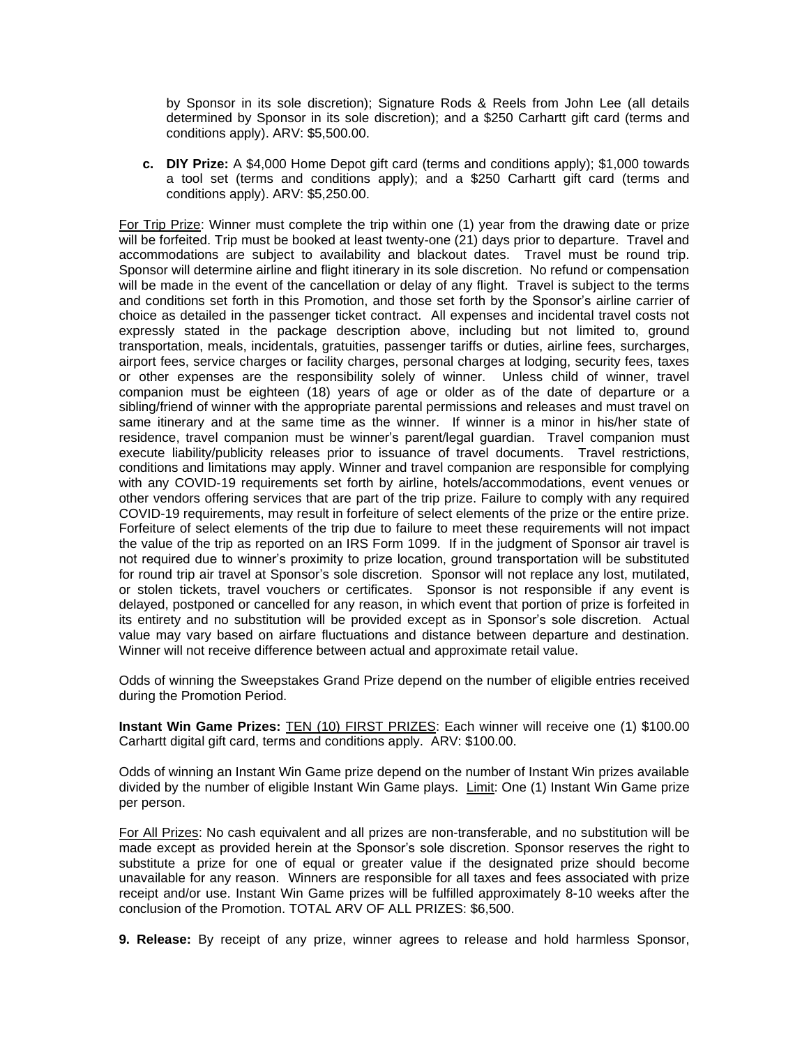by Sponsor in its sole discretion); Signature Rods & Reels from John Lee (all details determined by Sponsor in its sole discretion); and a $250 Carhartt gift card (terms and conditions apply). ARV: $5,500.00.

**c. DIY Prize:** A $4,000 Home Depot gift card (terms and conditions apply); $1,000 towards a tool set (terms and conditions apply); and a $250 Carhartt gift card (terms and conditions apply). ARV: $5,250.00.

For Trip Prize: Winner must complete the trip within one (1) year from the drawing date or prize will be forfeited. Trip must be booked at least twenty-one (21) days prior to departure. Travel and accommodations are subject to availability and blackout dates. Travel must be round trip. Sponsor will determine airline and flight itinerary in its sole discretion. No refund or compensation will be made in the event of the cancellation or delay of any flight. Travel is subject to the terms and conditions set forth in this Promotion, and those set forth by the Sponsor's airline carrier of choice as detailed in the passenger ticket contract. All expenses and incidental travel costs not expressly stated in the package description above, including but not limited to, ground transportation, meals, incidentals, gratuities, passenger tariffs or duties, airline fees, surcharges, airport fees, service charges or facility charges, personal charges at lodging, security fees, taxes or other expenses are the responsibility solely of winner. Unless child of winner, travel companion must be eighteen (18) years of age or older as of the date of departure or a sibling/friend of winner with the appropriate parental permissions and releases and must travel on same itinerary and at the same time as the winner. If winner is a minor in his/her state of residence, travel companion must be winner's parent/legal guardian. Travel companion must execute liability/publicity releases prior to issuance of travel documents. Travel restrictions, conditions and limitations may apply. Winner and travel companion are responsible for complying with any COVID-19 requirements set forth by airline, hotels/accommodations, event venues or other vendors offering services that are part of the trip prize. Failure to comply with any required COVID-19 requirements, may result in forfeiture of select elements of the prize or the entire prize. Forfeiture of select elements of the trip due to failure to meet these requirements will not impact the value of the trip as reported on an IRS Form 1099. If in the judgment of Sponsor air travel is not required due to winner's proximity to prize location, ground transportation will be substituted for round trip air travel at Sponsor's sole discretion. Sponsor will not replace any lost, mutilated, or stolen tickets, travel vouchers or certificates. Sponsor is not responsible if any event is delayed, postponed or cancelled for any reason, in which event that portion of prize is forfeited in its entirety and no substitution will be provided except as in Sponsor's sole discretion. Actual value may vary based on airfare fluctuations and distance between departure and destination. Winner will not receive difference between actual and approximate retail value.

Odds of winning the Sweepstakes Grand Prize depend on the number of eligible entries received during the Promotion Period.

**Instant Win Game Prizes:** TEN (10) FIRST PRIZES: Each winner will receive one (1) $100.00 Carhartt digital gift card, terms and conditions apply. ARV: $100.00.

Odds of winning an Instant Win Game prize depend on the number of Instant Win prizes available divided by the number of eligible Instant Win Game plays. Limit: One (1) Instant Win Game prize per person.

For All Prizes: No cash equivalent and all prizes are non-transferable, and no substitution will be made except as provided herein at the Sponsor's sole discretion. Sponsor reserves the right to substitute a prize for one of equal or greater value if the designated prize should become unavailable for any reason. Winners are responsible for all taxes and fees associated with prize receipt and/or use. Instant Win Game prizes will be fulfilled approximately 8-10 weeks after the conclusion of the Promotion. TOTAL ARV OF ALL PRIZES: $6,500.

**9. Release:** By receipt of any prize, winner agrees to release and hold harmless Sponsor,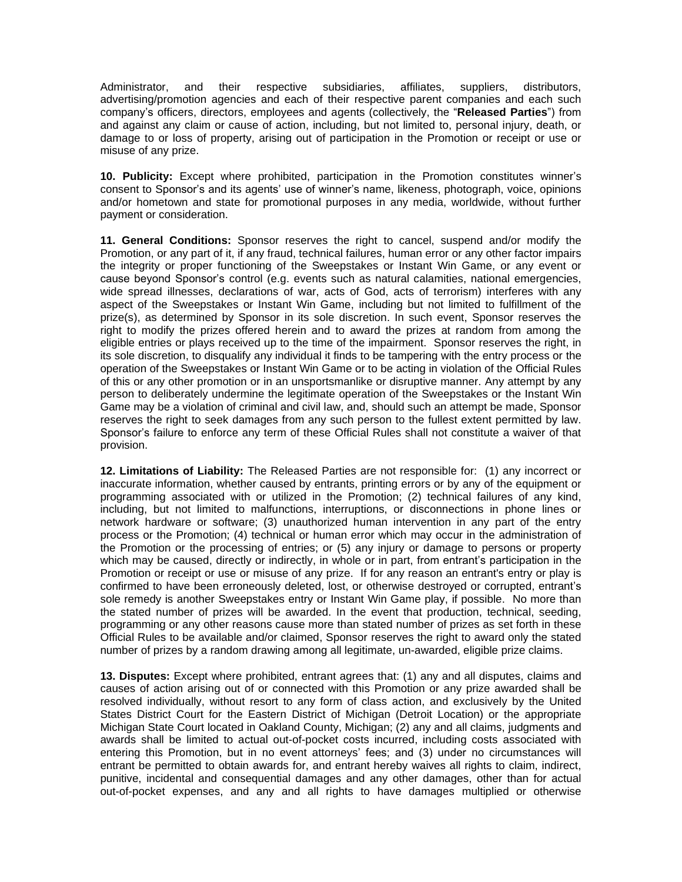Administrator, and their respective subsidiaries, affiliates, suppliers, distributors, advertising/promotion agencies and each of their respective parent companies and each such company's officers, directors, employees and agents (collectively, the "**Released Parties**") from and against any claim or cause of action, including, but not limited to, personal injury, death, or damage to or loss of property, arising out of participation in the Promotion or receipt or use or misuse of any prize.

**10. Publicity:** Except where prohibited, participation in the Promotion constitutes winner's consent to Sponsor's and its agents' use of winner's name, likeness, photograph, voice, opinions and/or hometown and state for promotional purposes in any media, worldwide, without further payment or consideration.

**11. General Conditions:** Sponsor reserves the right to cancel, suspend and/or modify the Promotion, or any part of it, if any fraud, technical failures, human error or any other factor impairs the integrity or proper functioning of the Sweepstakes or Instant Win Game, or any event or cause beyond Sponsor's control (e.g. events such as natural calamities, national emergencies, wide spread illnesses, declarations of war, acts of God, acts of terrorism) interferes with any aspect of the Sweepstakes or Instant Win Game, including but not limited to fulfillment of the prize(s), as determined by Sponsor in its sole discretion. In such event, Sponsor reserves the right to modify the prizes offered herein and to award the prizes at random from among the eligible entries or plays received up to the time of the impairment. Sponsor reserves the right, in its sole discretion, to disqualify any individual it finds to be tampering with the entry process or the operation of the Sweepstakes or Instant Win Game or to be acting in violation of the Official Rules of this or any other promotion or in an unsportsmanlike or disruptive manner. Any attempt by any person to deliberately undermine the legitimate operation of the Sweepstakes or the Instant Win Game may be a violation of criminal and civil law, and, should such an attempt be made, Sponsor reserves the right to seek damages from any such person to the fullest extent permitted by law. Sponsor's failure to enforce any term of these Official Rules shall not constitute a waiver of that provision.

**12. Limitations of Liability:** The Released Parties are not responsible for: (1) any incorrect or inaccurate information, whether caused by entrants, printing errors or by any of the equipment or programming associated with or utilized in the Promotion; (2) technical failures of any kind, including, but not limited to malfunctions, interruptions, or disconnections in phone lines or network hardware or software; (3) unauthorized human intervention in any part of the entry process or the Promotion; (4) technical or human error which may occur in the administration of the Promotion or the processing of entries; or (5) any injury or damage to persons or property which may be caused, directly or indirectly, in whole or in part, from entrant's participation in the Promotion or receipt or use or misuse of any prize. If for any reason an entrant's entry or play is confirmed to have been erroneously deleted, lost, or otherwise destroyed or corrupted, entrant's sole remedy is another Sweepstakes entry or Instant Win Game play, if possible. No more than the stated number of prizes will be awarded. In the event that production, technical, seeding, programming or any other reasons cause more than stated number of prizes as set forth in these Official Rules to be available and/or claimed, Sponsor reserves the right to award only the stated number of prizes by a random drawing among all legitimate, un-awarded, eligible prize claims.

**13. Disputes:** Except where prohibited, entrant agrees that: (1) any and all disputes, claims and causes of action arising out of or connected with this Promotion or any prize awarded shall be resolved individually, without resort to any form of class action, and exclusively by the United States District Court for the Eastern District of Michigan (Detroit Location) or the appropriate Michigan State Court located in Oakland County, Michigan; (2) any and all claims, judgments and awards shall be limited to actual out-of-pocket costs incurred, including costs associated with entering this Promotion, but in no event attorneys' fees; and (3) under no circumstances will entrant be permitted to obtain awards for, and entrant hereby waives all rights to claim, indirect, punitive, incidental and consequential damages and any other damages, other than for actual out-of-pocket expenses, and any and all rights to have damages multiplied or otherwise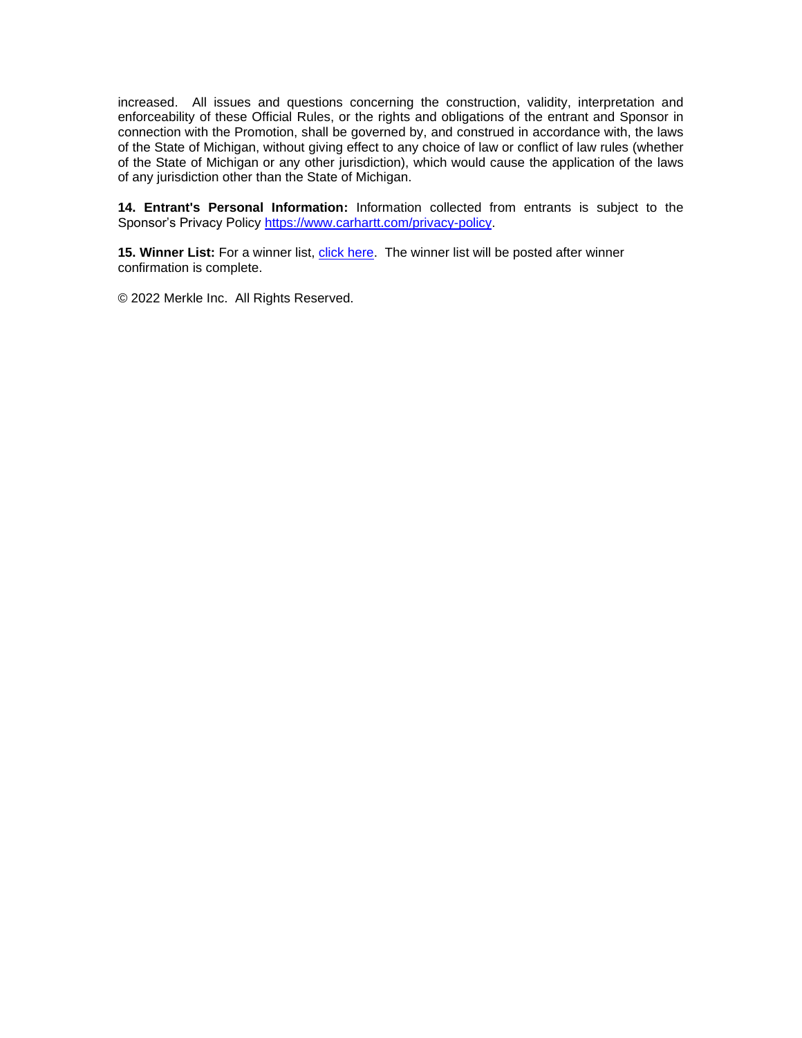increased. All issues and questions concerning the construction, validity, interpretation and enforceability of these Official Rules, or the rights and obligations of the entrant and Sponsor in connection with the Promotion, shall be governed by, and construed in accordance with, the laws of the State of Michigan, without giving effect to any choice of law or conflict of law rules (whether of the State of Michigan or any other jurisdiction), which would cause the application of the laws of any jurisdiction other than the State of Michigan.

**14. Entrant's Personal Information:** Information collected from entrants is subject to the Sponsor's Privacy Policy https://www.carhartt.com/privacy-policy.

**15. Winner List:** For a winner list, click here. The winner list will be posted after winner confirmation is complete.

© 2022 Merkle Inc. All Rights Reserved.